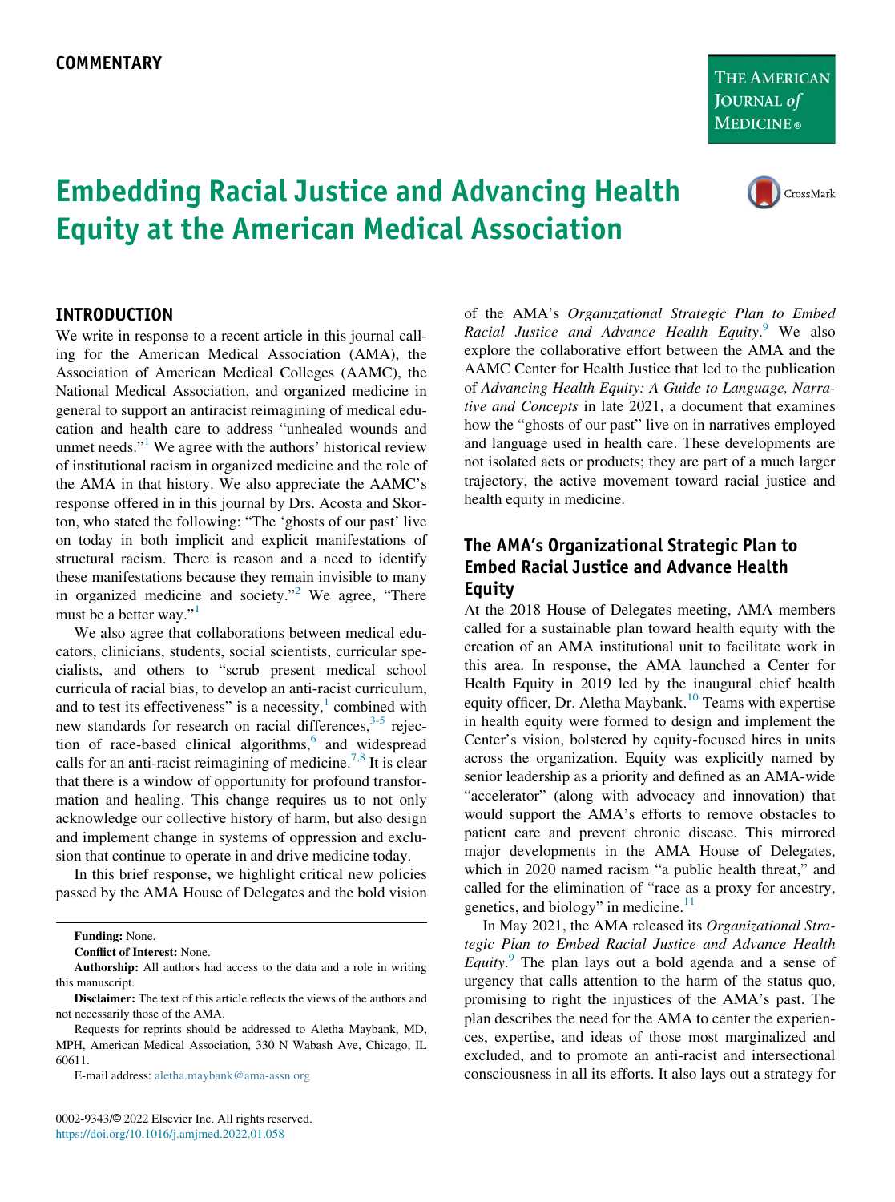COMMENTARY

# Embedding Racial Justice and Advancing Health Equity at the American Medical Association

## INTRODUCTION

We write in response to a recent article in this journal calling for the American Medical Association (AMA), the Association of American Medical Colleges (AAMC), the National Medical Association, and organized medicine in general to support an antiracist reimagining of medical education and health care to address "unhealed wounds and unmet needs."[1] We agree with the authors' historical review of institutional racism in organized medicine and the role of the AMA in that history. We also appreciate the AAMC's response offered in in this journal by Drs. Acosta and Skorton, who stated the following: "The 'ghosts of our past' live on today in both implicit and explicit manifestations of structural racism. There is reason and a need to identify these manifestations because they remain invisible to many in organized medicine and society."[2] We agree, "There must be a better way."[1]

We also agree that collaborations between medical educators, clinicians, students, social scientists, curricular specialists, and others to "scrub present medical school curricula of racial bias, to develop an anti-racist curriculum, and to test its effectiveness" is a necessity,[1] combined with new standards for research on racial differences,[3-5] rejection of race-based clinical algorithms,[6] and widespread calls for an anti-racist reimagining of medicine.[7,8] It is clear that there is a window of opportunity for profound transformation and healing. This change requires us to not only acknowledge our collective history of harm, but also design and implement change in systems of oppression and exclusion that continue to operate in and drive medicine today.

In this brief response, we highlight critical new policies passed by the AMA House of Delegates and the bold vision of the AMA's *Organizational Strategic Plan to Embed Racial Justice and Advance Health Equity*.[9] We also explore the collaborative effort between the AMA and the AAMC Center for Health Justice that led to the publication of *Advancing Health Equity: A Guide to Language, Narrative and Concepts* in late 2021, a document that examines how the "ghosts of our past" live on in narratives employed and language used in health care. These developments are not isolated acts or products; they are part of a much larger trajectory, the active movement toward racial justice and health equity in medicine.

## The AMA's Organizational Strategic Plan to Embed Racial Justice and Advance Health Equity

At the 2018 House of Delegates meeting, AMA members called for a sustainable plan toward health equity with the creation of an AMA institutional unit to facilitate work in this area. In response, the AMA launched a Center for Health Equity in 2019 led by the inaugural chief health equity officer, Dr. Aletha Maybank.[10] Teams with expertise in health equity were formed to design and implement the Center's vision, bolstered by equity-focused hires in units across the organization. Equity was explicitly named by senior leadership as a priority and defined as an AMA-wide "accelerator" (along with advocacy and innovation) that would support the AMA's efforts to remove obstacles to patient care and prevent chronic disease. This mirrored major developments in the AMA House of Delegates, which in 2020 named racism "a public health threat," and called for the elimination of "race as a proxy for ancestry, genetics, and biology" in medicine.[11]

In May 2021, the AMA released its *Organizational Strategic Plan to Embed Racial Justice and Advance Health Equity*.[9] The plan lays out a bold agenda and a sense of urgency that calls attention to the harm of the status quo, promising to right the injustices of the AMA's past. The plan describes the need for the AMA to center the experiences, expertise, and ideas of those most marginalized and excluded, and to promote an anti-racist and intersectional consciousness in all its efforts. It also lays out a strategy for

**Funding:** None.

**Conflict of Interest:** None.

**Authorship:** All authors had access to the data and a role in writing this manuscript.

**Disclaimer:** The text of this article reflects the views of the authors and not necessarily those of the AMA.

Requests for reprints should be addressed to Aletha Maybank, MD, MPH, American Medical Association, 330 N Wabash Ave, Chicago, IL 60611.

E-mail address: aletha.maybank@ama-assn.org

0002-9343/© 2022 Elsevier Inc. All rights reserved.
https://doi.org/10.1016/j.amjmed.2022.01.058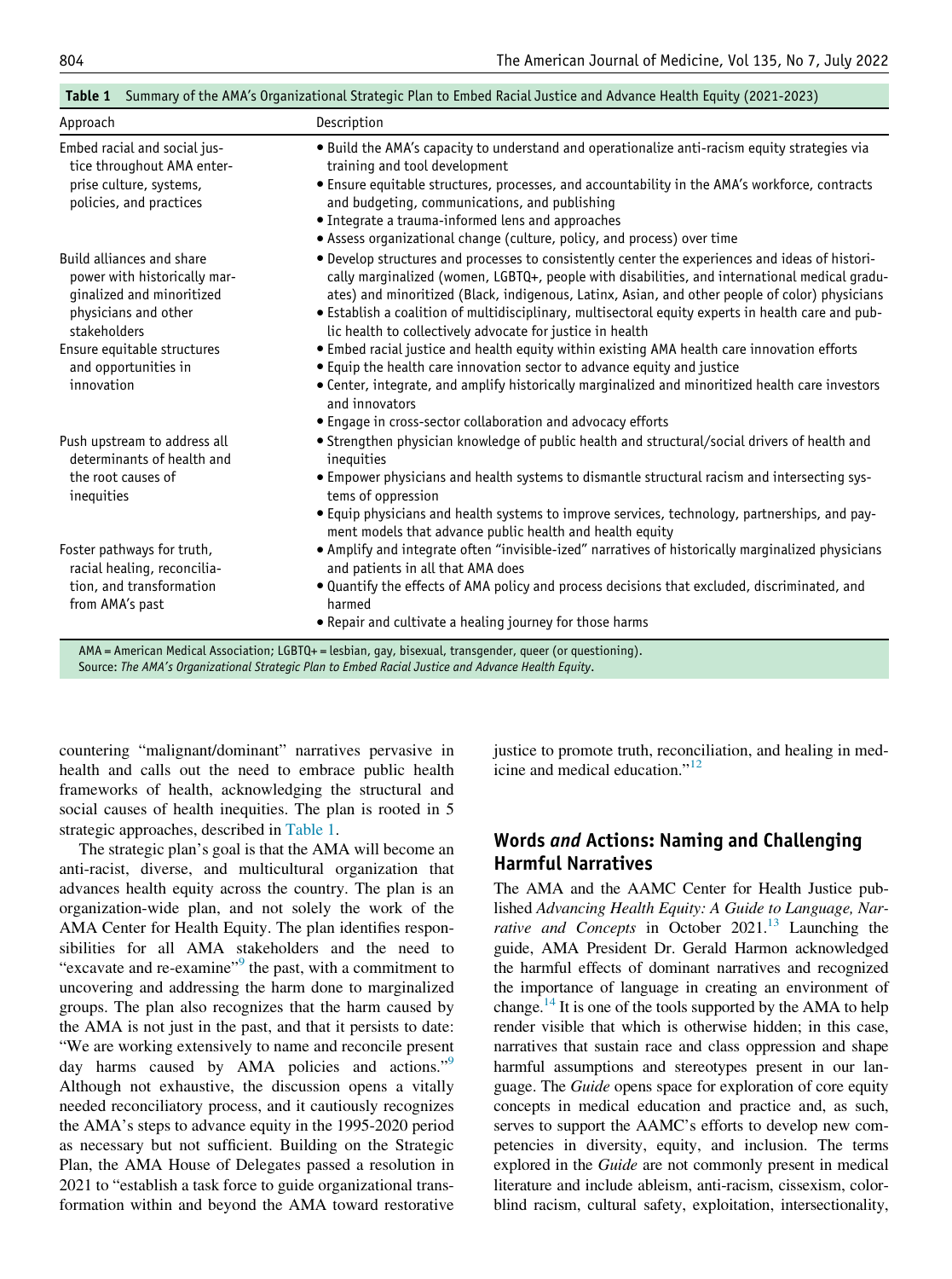**Table 1** Summary of the AMA's Organizational Strategic Plan to Embed Racial Justice and Advance Health Equity (2021-2023)

| Approach | Description |
| --- | --- |
| Embed racial and social justice throughout AMA enterprise culture, systems, policies, and practices | • Build the AMA's capacity to understand and operationalize anti-racism equity strategies via training and tool development<br>• Ensure equitable structures, processes, and accountability in the AMA's workforce, contracts and budgeting, communications, and publishing<br>• Integrate a trauma-informed lens and approaches<br>• Assess organizational change (culture, policy, and process) over time |
| Build alliances and share power with historically marginalized and minoritized physicians and other stakeholders | • Develop structures and processes to consistently center the experiences and ideas of historically marginalized (women, LGBTQ+, people with disabilities, and international medical graduates) and minoritized (Black, indigenous, Latinx, Asian, and other people of color) physicians<br>• Establish a coalition of multidisciplinary, multisectoral equity experts in health care and public health to collectively advocate for justice in health |
| Ensure equitable structures and opportunities in innovation | • Embed racial justice and health equity within existing AMA health care innovation efforts<br>• Equip the health care innovation sector to advance equity and justice<br>• Center, integrate, and amplify historically marginalized and minoritized health care investors and innovators<br>• Engage in cross-sector collaboration and advocacy efforts |
| Push upstream to address all determinants of health and the root causes of inequities | • Strengthen physician knowledge of public health and structural/social drivers of health and inequities<br>• Empower physicians and health systems to dismantle structural racism and intersecting systems of oppression<br>• Equip physicians and health systems to improve services, technology, partnerships, and payment models that advance public health and health equity |
| Foster pathways for truth, racial healing, reconciliation, and transformation from AMA's past | • Amplify and integrate often "invisible-ized" narratives of historically marginalized physicians and patients in all that AMA does<br>• Quantify the effects of AMA policy and process decisions that excluded, discriminated, and harmed<br>• Repair and cultivate a healing journey for those harms |

AMA = American Medical Association; LGBTQ+ = lesbian, gay, bisexual, transgender, queer (or questioning).
Source: *The AMA's Organizational Strategic Plan to Embed Racial Justice and Advance Health Equity*.

countering "malignant/dominant" narratives pervasive in health and calls out the need to embrace public health frameworks of health, acknowledging the structural and social causes of health inequities. The plan is rooted in 5 strategic approaches, described in Table 1.

The strategic plan's goal is that the AMA will become an anti-racist, diverse, and multicultural organization that advances health equity across the country. The plan is an organization-wide plan, and not solely the work of the AMA Center for Health Equity. The plan identifies responsibilities for all AMA stakeholders and the need to "excavate and re-examine"[9] the past, with a commitment to uncovering and addressing the harm done to marginalized groups. The plan also recognizes that the harm caused by the AMA is not just in the past, and that it persists to date: "We are working extensively to name and reconcile present day harms caused by AMA policies and actions."[9] Although not exhaustive, the discussion opens a vitally needed reconciliatory process, and it cautiously recognizes the AMA's steps to advance equity in the 1995-2020 period as necessary but not sufficient. Building on the Strategic Plan, the AMA House of Delegates passed a resolution in 2021 to "establish a task force to guide organizational transformation within and beyond the AMA toward restorative justice to promote truth, reconciliation, and healing in medicine and medical education."[12]

## Words *and* Actions: Naming and Challenging Harmful Narratives

The AMA and the AAMC Center for Health Justice published *Advancing Health Equity: A Guide to Language, Narrative and Concepts* in October 2021.[13] Launching the guide, AMA President Dr. Gerald Harmon acknowledged the harmful effects of dominant narratives and recognized the importance of language in creating an environment of change.[14] It is one of the tools supported by the AMA to help render visible that which is otherwise hidden; in this case, narratives that sustain race and class oppression and shape harmful assumptions and stereotypes present in our language. The *Guide* opens space for exploration of core equity concepts in medical education and practice and, as such, serves to support the AAMC's efforts to develop new competencies in diversity, equity, and inclusion. The terms explored in the *Guide* are not commonly present in medical literature and include ableism, anti-racism, cissexism, colorblind racism, cultural safety, exploitation, intersectionality,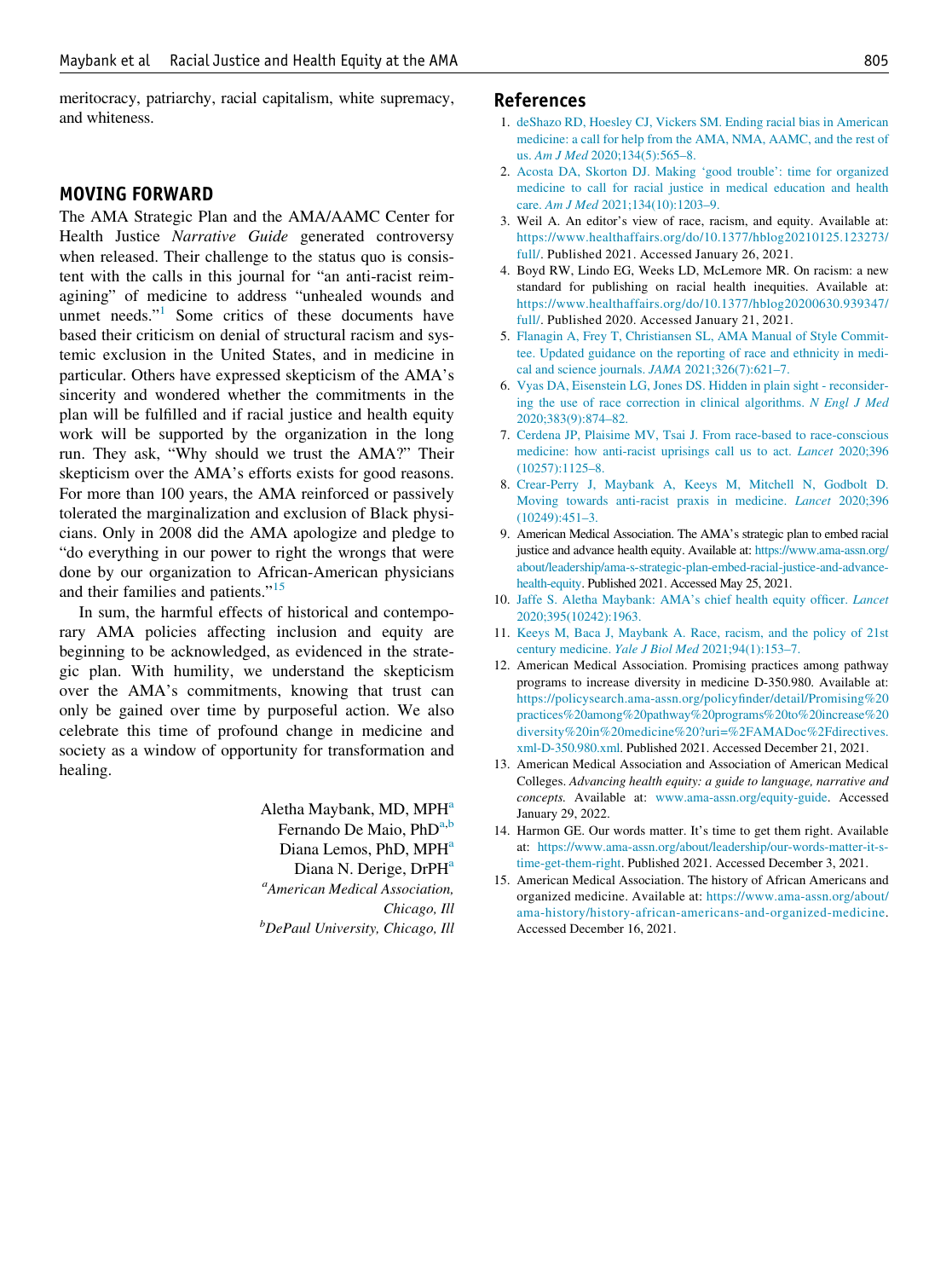meritocracy, patriarchy, racial capitalism, white supremacy, and whiteness.

## MOVING FORWARD

The AMA Strategic Plan and the AMA/AAMC Center for Health Justice *Narrative Guide* generated controversy when released. Their challenge to the status quo is consistent with the calls in this journal for "an anti-racist reimagining" of medicine to address "unhealed wounds and unmet needs."[1] Some critics of these documents have based their criticism on denial of structural racism and systemic exclusion in the United States, and in medicine in particular. Others have expressed skepticism of the AMA's sincerity and wondered whether the commitments in the plan will be fulfilled and if racial justice and health equity work will be supported by the organization in the long run. They ask, "Why should we trust the AMA?" Their skepticism over the AMA's efforts exists for good reasons. For more than 100 years, the AMA reinforced or passively tolerated the marginalization and exclusion of Black physicians. Only in 2008 did the AMA apologize and pledge to "do everything in our power to right the wrongs that were done by our organization to African-American physicians and their families and patients."[15]

In sum, the harmful effects of historical and contemporary AMA policies affecting inclusion and equity are beginning to be acknowledged, as evidenced in the strategic plan. With humility, we understand the skepticism over the AMA's commitments, knowing that trust can only be gained over time by purposeful action. We also celebrate this time of profound change in medicine and society as a window of opportunity for transformation and healing.

Aletha Maybank, MD, MPH[a]
Fernando De Maio, PhD[a,b]
Diana Lemos, PhD, MPH[a]
Diana N. Derige, DrPH[a]
[a]*American Medical Association, Chicago, Ill*
[b]*DePaul University, Chicago, Ill*

## References

1. deShazo RD, Hoesley CJ, Vickers SM. Ending racial bias in American medicine: a call for help from the AMA, NMA, AAMC, and the rest of us. *Am J Med* 2020;134(5):565–8.
2. Acosta DA, Skorton DJ. Making 'good trouble': time for organized medicine to call for racial justice in medical education and health care. *Am J Med* 2021;134(10):1203–9.
3. Weil A. An editor's view of race, racism, and equity. Available at: https://www.healthaffairs.org/do/10.1377/hblog20210125.123273/full/. Published 2021. Accessed January 26, 2021.
4. Boyd RW, Lindo EG, Weeks LD, McLemore MR. On racism: a new standard for publishing on racial health inequities. Available at: https://www.healthaffairs.org/do/10.1377/hblog20200630.939347/full/. Published 2020. Accessed January 21, 2021.
5. Flanagin A, Frey T, Christiansen SL, AMA Manual of Style Committee. Updated guidance on the reporting of race and ethnicity in medical and science journals. *JAMA* 2021;326(7):621–7.
6. Vyas DA, Eisenstein LG, Jones DS. Hidden in plain sight - reconsidering the use of race correction in clinical algorithms. *N Engl J Med* 2020;383(9):874–82.
7. Cerdena JP, Plaisime MV, Tsai J. From race-based to race-conscious medicine: how anti-racist uprisings call us to act. *Lancet* 2020;396(10257):1125–8.
8. Crear-Perry J, Maybank A, Keeys M, Mitchell N, Godbolt D. Moving towards anti-racist praxis in medicine. *Lancet* 2020;396(10249):451–3.
9. American Medical Association. The AMA's strategic plan to embed racial justice and advance health equity. Available at: https://www.ama-assn.org/about/leadership/ama-s-strategic-plan-embed-racial-justice-and-advance-health-equity. Published 2021. Accessed May 25, 2021.
10. Jaffe S. Aletha Maybank: AMA's chief health equity officer. *Lancet* 2020;395(10242):1963.
11. Keeys M, Baca J, Maybank A. Race, racism, and the policy of 21st century medicine. *Yale J Biol Med* 2021;94(1):153–7.
12. American Medical Association. Promising practices among pathway programs to increase diversity in medicine D-350.980. Available at: https://policysearch.ama-assn.org/policyfinder/detail/Promising%20practices%20among%20pathway%20programs%20to%20increase%20diversity%20in%20medicine%20?uri=%2FAMADoc%2Fdirectives.xml-D-350.980.xml. Published 2021. Accessed December 21, 2021.
13. American Medical Association and Association of American Medical Colleges. *Advancing health equity: a guide to language, narrative and concepts.* Available at: www.ama-assn.org/equity-guide. Accessed January 29, 2022.
14. Harmon GE. Our words matter. It's time to get them right. Available at: https://www.ama-assn.org/about/leadership/our-words-matter-it-s-time-get-them-right. Published 2021. Accessed December 3, 2021.
15. American Medical Association. The history of African Americans and organized medicine. Available at: https://www.ama-assn.org/about/ama-history/history-african-americans-and-organized-medicine. Accessed December 16, 2021.